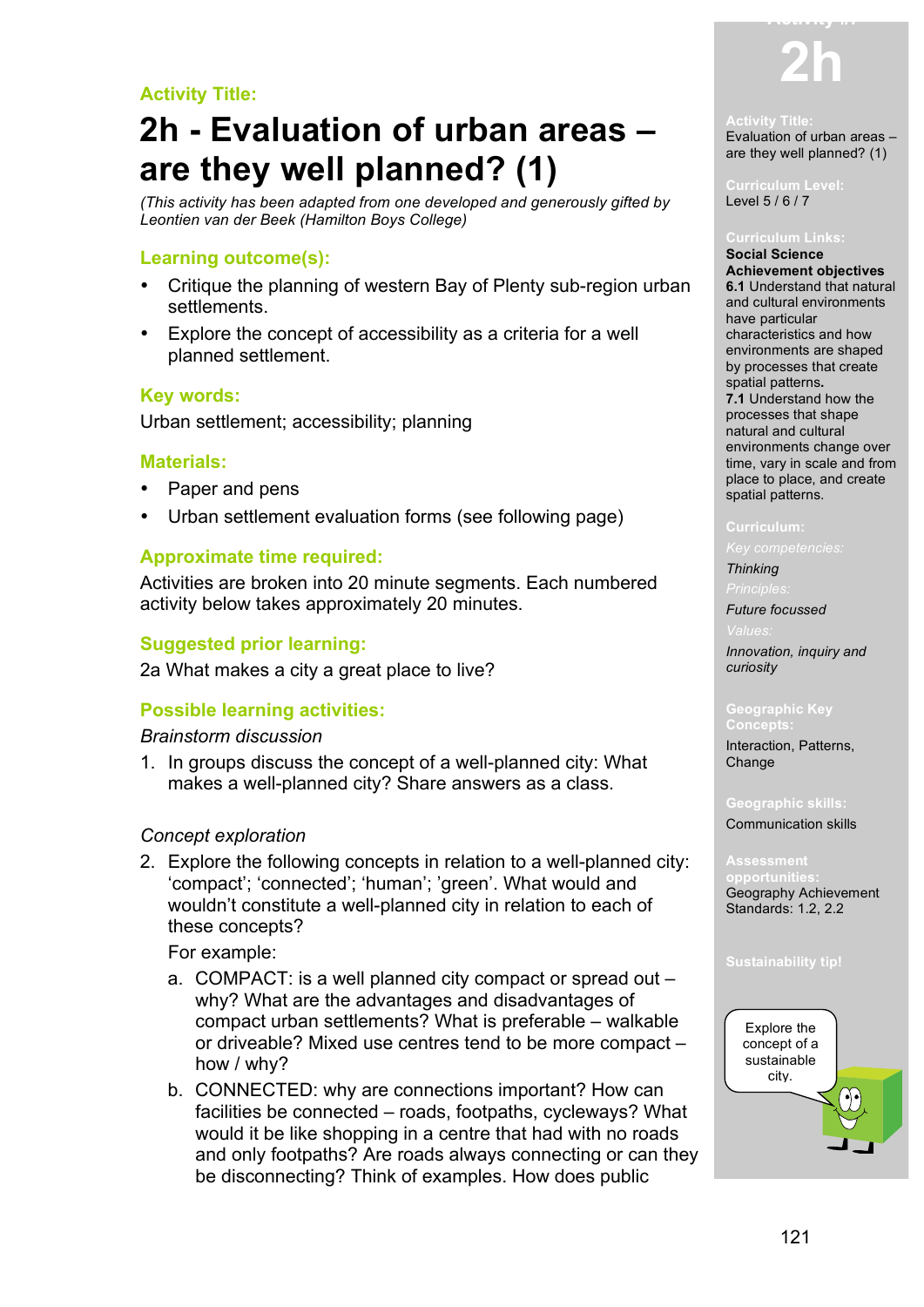**Activity Title:**

# 2h - Evaluation of urban areas – are they well planned? (1)

*(This activity has been adapted from one developed and generously gifted by Leontien van der Beek (Hamilton Boys College)*

## Learning outcome(s):

- Critique the planning of western Bay of Plenty sub-region urban settlements.
- Explore the concept of accessibility as a criteria for a well planned settlement.

## Key words:

Urban settlement; accessibility; planning

## Materials:

- Paper and pens
- Urban settlement evaluation forms (see following page)

## Approximate time required:

Activities are broken into 20 minute segments. Each numbered activity below takes approximately 20 minutes.

## Suggested prior learning:

2a What makes a city a great place to live?

## Possible learning activities:

*Brainstorm discussion*

1. In groups discuss the concept of a well-planned city: What makes a well-planned city? Share answers as a class.

*Concept exploration*

2. Explore the following concepts in relation to a well-planned city: 'compact'; 'connected'; 'human'; 'green'. What would and wouldn't constitute a well-planned city in relation to each of these concepts?

   For example:

   a. COMPACT: is a well planned city compact or spread out – why? What are the advantages and disadvantages of compact urban settlements? What is preferable – walkable or driveable? Mixed use centres tend to be more compact – how / why?

   b. CONNECTED: why are connections important? How can facilities be connected – roads, footpaths, cycleways? What would it be like shopping in a centre that had with no roads and only footpaths? Are roads always connecting or can they be disconnecting? Think of examples. How does public

---

**2h**

**Activity Title:**
Evaluation of urban areas – are they well planned? (1)

**Curriculum Level:**
Level 5 / 6 / 7

**Curriculum Links:**
**Social Science**
**Achievement objectives**
**6.1** Understand that natural and cultural environments have particular characteristics and how environments are shaped by processes that create spatial patterns.
**7.1** Understand how the processes that shape natural and cultural environments change over time, vary in scale and from place to place, and create spatial patterns.

**Curriculum:**
*Key competencies:*
*Thinking*
*Principles:*
*Future focussed*
*Values:*
*Innovation, inquiry and curiosity*

**Geographic Key Concepts:**
Interaction, Patterns, Change

**Geographic skills:**
Communication skills

**Assessment opportunities:**
Geography Achievement Standards: 1.2, 2.2

**Sustainability tip!**
Explore the concept of a sustainable city.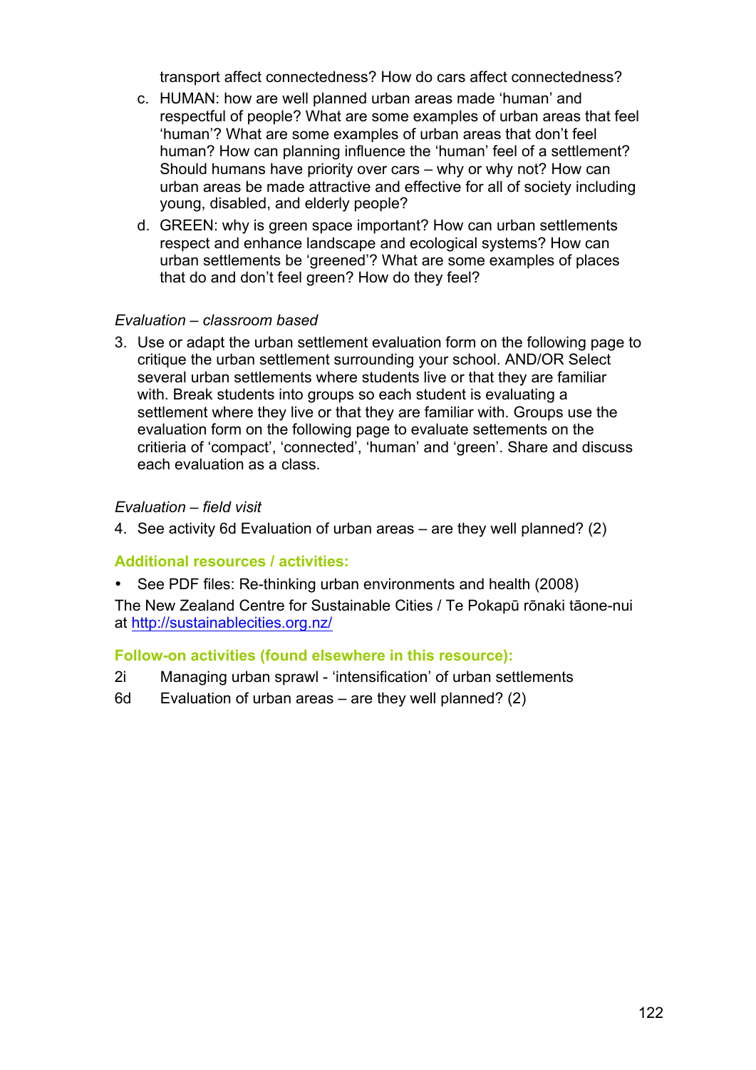transport affect connectedness? How do cars affect connectedness?

c. HUMAN: how are well planned urban areas made 'human' and respectful of people? What are some examples of urban areas that feel 'human'? What are some examples of urban areas that don't feel human? How can planning influence the 'human' feel of a settlement? Should humans have priority over cars – why or why not? How can urban areas be made attractive and effective for all of society including young, disabled, and elderly people?
d. GREEN: why is green space important? How can urban settlements respect and enhance landscape and ecological systems? How can urban settlements be 'greened'? What are some examples of places that do and don't feel green? How do they feel?

*Evaluation – classroom based*

3. Use or adapt the urban settlement evaluation form on the following page to critique the urban settlement surrounding your school. AND/OR Select several urban settlements where students live or that they are familiar with. Break students into groups so each student is evaluating a settlement where they live or that they are familiar with. Groups use the evaluation form on the following page to evaluate settements on the critieria of 'compact', 'connected', 'human' and 'green'. Share and discuss each evaluation as a class.

*Evaluation – field visit*

4. See activity 6d Evaluation of urban areas – are they well planned? (2)

**Additional resources / activities:**

- See PDF files: Re-thinking urban environments and health (2008)

The New Zealand Centre for Sustainable Cities / Te Pokapū rōnaki tāone-nui at http://sustainablecities.org.nz/

**Follow-on activities (found elsewhere in this resource):**

2i Managing urban sprawl - 'intensification' of urban settlements
6d Evaluation of urban areas – are they well planned? (2)